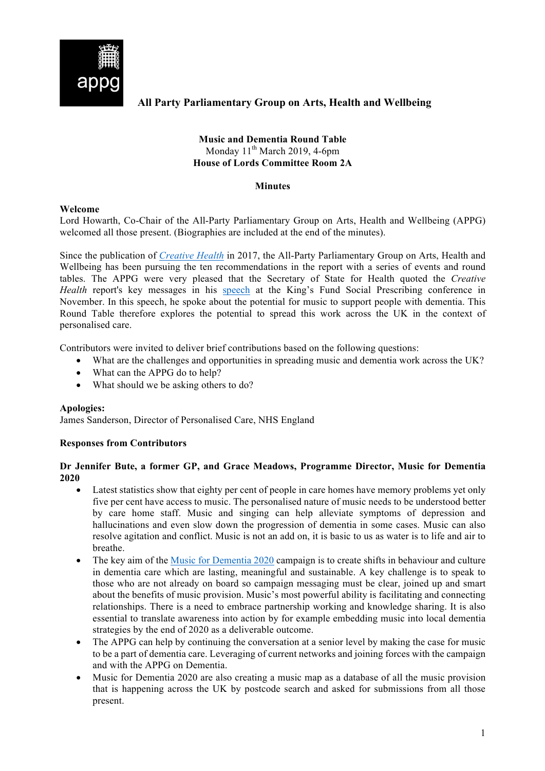appg

# All Party Parliamentary Group on Arts, Health and Wellbeing

**Music and Dementia Round Table**
Monday 11th March 2019, 4-6pm
**House of Lords Committee Room 2A**

## Minutes

**Welcome**
Lord Howarth, Co-Chair of the All-Party Parliamentary Group on Arts, Health and Wellbeing (APPG) welcomed all those present. (Biographies are included at the end of the minutes).

Since the publication of *Creative Health* in 2017, the All-Party Parliamentary Group on Arts, Health and Wellbeing has been pursuing the ten recommendations in the report with a series of events and round tables. The APPG were very pleased that the Secretary of State for Health quoted the *Creative Health* report's key messages in his speech at the King's Fund Social Prescribing conference in November. In this speech, he spoke about the potential for music to support people with dementia. This Round Table therefore explores the potential to spread this work across the UK in the context of personalised care.

Contributors were invited to deliver brief contributions based on the following questions:

- What are the challenges and opportunities in spreading music and dementia work across the UK?
- What can the APPG do to help?
- What should we be asking others to do?

**Apologies:**
James Sanderson, Director of Personalised Care, NHS England

**Responses from Contributors**

**Dr Jennifer Bute, a former GP, and Grace Meadows, Programme Director, Music for Dementia 2020**

- Latest statistics show that eighty per cent of people in care homes have memory problems yet only five per cent have access to music. The personalised nature of music needs to be understood better by care home staff. Music and singing can help alleviate symptoms of depression and hallucinations and even slow down the progression of dementia in some cases. Music can also resolve agitation and conflict. Music is not an add on, it is basic to us as water is to life and air to breathe.
- The key aim of the Music for Dementia 2020 campaign is to create shifts in behaviour and culture in dementia care which are lasting, meaningful and sustainable. A key challenge is to speak to those who are not already on board so campaign messaging must be clear, joined up and smart about the benefits of music provision. Music's most powerful ability is facilitating and connecting relationships. There is a need to embrace partnership working and knowledge sharing. It is also essential to translate awareness into action by for example embedding music into local dementia strategies by the end of 2020 as a deliverable outcome.
- The APPG can help by continuing the conversation at a senior level by making the case for music to be a part of dementia care. Leveraging of current networks and joining forces with the campaign and with the APPG on Dementia.
- Music for Dementia 2020 are also creating a music map as a database of all the music provision that is happening across the UK by postcode search and asked for submissions from all those present.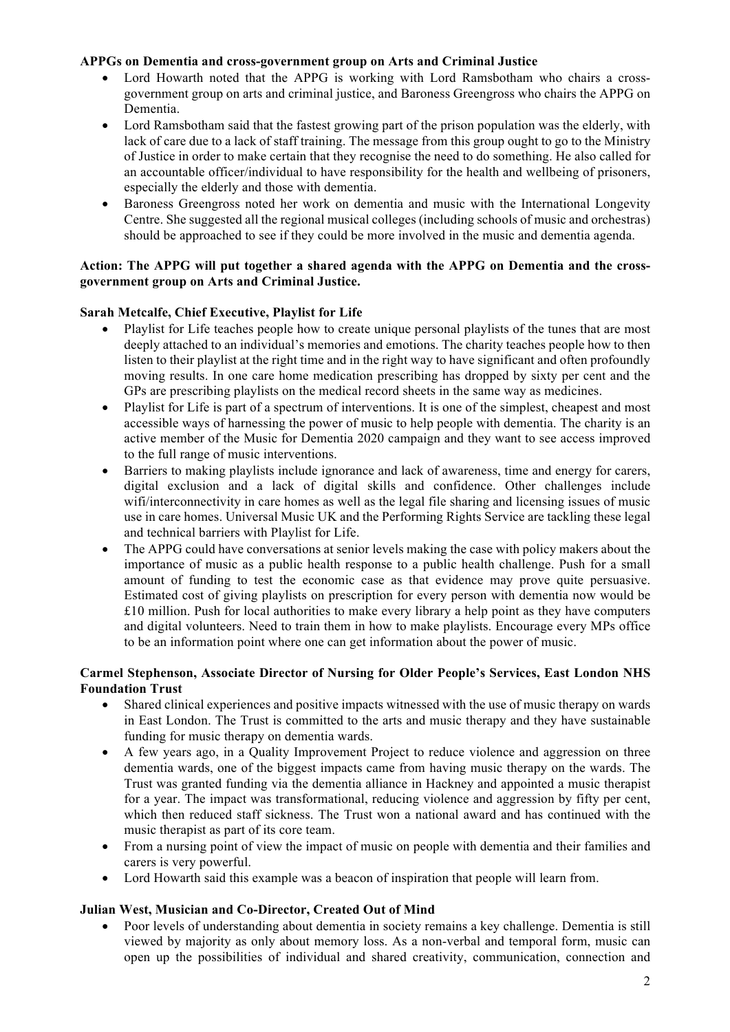**APPGs on Dementia and cross-government group on Arts and Criminal Justice**

- Lord Howarth noted that the APPG is working with Lord Ramsbotham who chairs a cross-government group on arts and criminal justice, and Baroness Greengross who chairs the APPG on Dementia.
- Lord Ramsbotham said that the fastest growing part of the prison population was the elderly, with lack of care due to a lack of staff training. The message from this group ought to go to the Ministry of Justice in order to make certain that they recognise the need to do something. He also called for an accountable officer/individual to have responsibility for the health and wellbeing of prisoners, especially the elderly and those with dementia.
- Baroness Greengross noted her work on dementia and music with the International Longevity Centre. She suggested all the regional musical colleges (including schools of music and orchestras) should be approached to see if they could be more involved in the music and dementia agenda.

**Action: The APPG will put together a shared agenda with the APPG on Dementia and the cross-government group on Arts and Criminal Justice.**

**Sarah Metcalfe, Chief Executive, Playlist for Life**

- Playlist for Life teaches people how to create unique personal playlists of the tunes that are most deeply attached to an individual's memories and emotions. The charity teaches people how to then listen to their playlist at the right time and in the right way to have significant and often profoundly moving results. In one care home medication prescribing has dropped by sixty per cent and the GPs are prescribing playlists on the medical record sheets in the same way as medicines.
- Playlist for Life is part of a spectrum of interventions. It is one of the simplest, cheapest and most accessible ways of harnessing the power of music to help people with dementia. The charity is an active member of the Music for Dementia 2020 campaign and they want to see access improved to the full range of music interventions.
- Barriers to making playlists include ignorance and lack of awareness, time and energy for carers, digital exclusion and a lack of digital skills and confidence. Other challenges include wifi/interconnectivity in care homes as well as the legal file sharing and licensing issues of music use in care homes. Universal Music UK and the Performing Rights Service are tackling these legal and technical barriers with Playlist for Life.
- The APPG could have conversations at senior levels making the case with policy makers about the importance of music as a public health response to a public health challenge. Push for a small amount of funding to test the economic case as that evidence may prove quite persuasive. Estimated cost of giving playlists on prescription for every person with dementia now would be £10 million. Push for local authorities to make every library a help point as they have computers and digital volunteers. Need to train them in how to make playlists. Encourage every MPs office to be an information point where one can get information about the power of music.

**Carmel Stephenson, Associate Director of Nursing for Older People's Services, East London NHS Foundation Trust**

- Shared clinical experiences and positive impacts witnessed with the use of music therapy on wards in East London. The Trust is committed to the arts and music therapy and they have sustainable funding for music therapy on dementia wards.
- A few years ago, in a Quality Improvement Project to reduce violence and aggression on three dementia wards, one of the biggest impacts came from having music therapy on the wards. The Trust was granted funding via the dementia alliance in Hackney and appointed a music therapist for a year. The impact was transformational, reducing violence and aggression by fifty per cent, which then reduced staff sickness. The Trust won a national award and has continued with the music therapist as part of its core team.
- From a nursing point of view the impact of music on people with dementia and their families and carers is very powerful.
- Lord Howarth said this example was a beacon of inspiration that people will learn from.

**Julian West, Musician and Co-Director, Created Out of Mind**

- Poor levels of understanding about dementia in society remains a key challenge. Dementia is still viewed by majority as only about memory loss. As a non-verbal and temporal form, music can open up the possibilities of individual and shared creativity, communication, connection and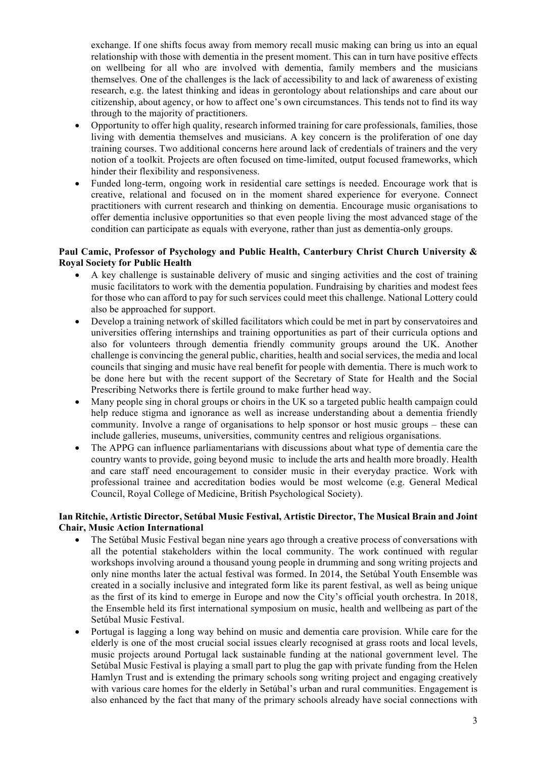exchange. If one shifts focus away from memory recall music making can bring us into an equal relationship with those with dementia in the present moment. This can in turn have positive effects on wellbeing for all who are involved with dementia, family members and the musicians themselves. One of the challenges is the lack of accessibility to and lack of awareness of existing research, e.g. the latest thinking and ideas in gerontology about relationships and care about our citizenship, about agency, or how to affect one's own circumstances. This tends not to find its way through to the majority of practitioners.

- Opportunity to offer high quality, research informed training for care professionals, families, those living with dementia themselves and musicians. A key concern is the proliferation of one day training courses. Two additional concerns here around lack of credentials of trainers and the very notion of a toolkit. Projects are often focused on time-limited, output focused frameworks, which hinder their flexibility and responsiveness.
- Funded long-term, ongoing work in residential care settings is needed. Encourage work that is creative, relational and focused on in the moment shared experience for everyone. Connect practitioners with current research and thinking on dementia. Encourage music organisations to offer dementia inclusive opportunities so that even people living the most advanced stage of the condition can participate as equals with everyone, rather than just as dementia-only groups.

**Paul Camic, Professor of Psychology and Public Health, Canterbury Christ Church University & Royal Society for Public Health**

- A key challenge is sustainable delivery of music and singing activities and the cost of training music facilitators to work with the dementia population. Fundraising by charities and modest fees for those who can afford to pay for such services could meet this challenge. National Lottery could also be approached for support.
- Develop a training network of skilled facilitators which could be met in part by conservatoires and universities offering internships and training opportunities as part of their curricula options and also for volunteers through dementia friendly community groups around the UK. Another challenge is convincing the general public, charities, health and social services, the media and local councils that singing and music have real benefit for people with dementia. There is much work to be done here but with the recent support of the Secretary of State for Health and the Social Prescribing Networks there is fertile ground to make further head way.
- Many people sing in choral groups or choirs in the UK so a targeted public health campaign could help reduce stigma and ignorance as well as increase understanding about a dementia friendly community. Involve a range of organisations to help sponsor or host music groups – these can include galleries, museums, universities, community centres and religious organisations.
- The APPG can influence parliamentarians with discussions about what type of dementia care the country wants to provide, going beyond music to include the arts and health more broadly. Health and care staff need encouragement to consider music in their everyday practice. Work with professional trainee and accreditation bodies would be most welcome (e.g. General Medical Council, Royal College of Medicine, British Psychological Society).

**Ian Ritchie, Artistic Director, Setúbal Music Festival, Artistic Director, The Musical Brain and Joint Chair, Music Action International**

- The Setúbal Music Festival began nine years ago through a creative process of conversations with all the potential stakeholders within the local community. The work continued with regular workshops involving around a thousand young people in drumming and song writing projects and only nine months later the actual festival was formed. In 2014, the Setúbal Youth Ensemble was created in a socially inclusive and integrated form like its parent festival, as well as being unique as the first of its kind to emerge in Europe and now the City's official youth orchestra. In 2018, the Ensemble held its first international symposium on music, health and wellbeing as part of the Setúbal Music Festival.
- Portugal is lagging a long way behind on music and dementia care provision. While care for the elderly is one of the most crucial social issues clearly recognised at grass roots and local levels, music projects around Portugal lack sustainable funding at the national government level. The Setúbal Music Festival is playing a small part to plug the gap with private funding from the Helen Hamlyn Trust and is extending the primary schools song writing project and engaging creatively with various care homes for the elderly in Setúbal's urban and rural communities. Engagement is also enhanced by the fact that many of the primary schools already have social connections with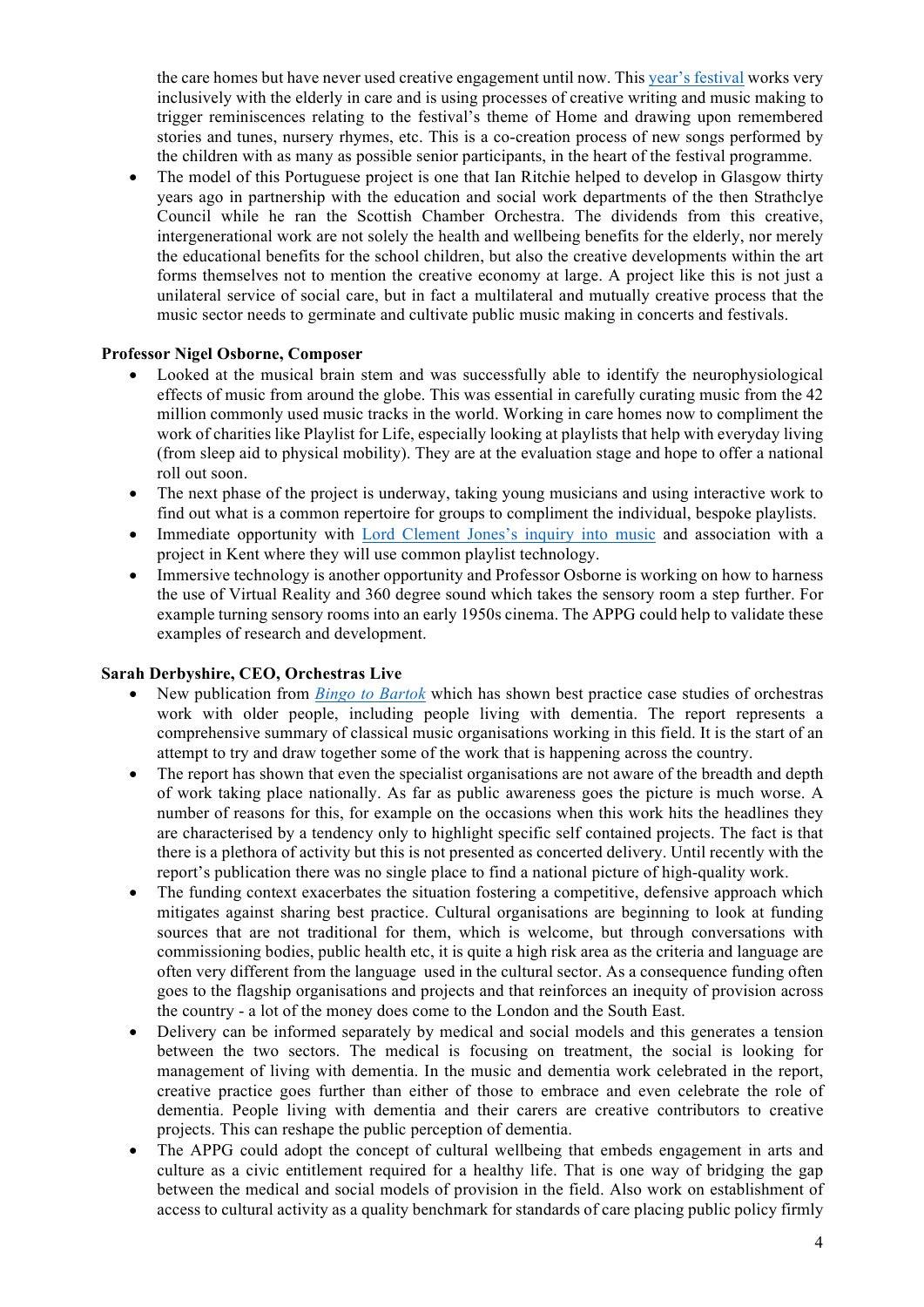the care homes but have never used creative engagement until now. This [year's festival] works very inclusively with the elderly in care and is using processes of creative writing and music making to trigger reminiscences relating to the festival's theme of Home and drawing upon remembered stories and tunes, nursery rhymes, etc. This is a co-creation process of new songs performed by the children with as many as possible senior participants, in the heart of the festival programme.

- The model of this Portuguese project is one that Ian Ritchie helped to develop in Glasgow thirty years ago in partnership with the education and social work departments of the then Strathclye Council while he ran the Scottish Chamber Orchestra. The dividends from this creative, intergenerational work are not solely the health and wellbeing benefits for the elderly, nor merely the educational benefits for the school children, but also the creative developments within the art forms themselves not to mention the creative economy at large. A project like this is not just a unilateral service of social care, but in fact a multilateral and mutually creative process that the music sector needs to germinate and cultivate public music making in concerts and festivals.

**Professor Nigel Osborne, Composer**

- Looked at the musical brain stem and was successfully able to identify the neurophysiological effects of music from around the globe. This was essential in carefully curating music from the 42 million commonly used music tracks in the world. Working in care homes now to compliment the work of charities like Playlist for Life, especially looking at playlists that help with everyday living (from sleep aid to physical mobility). They are at the evaluation stage and hope to offer a national roll out soon.
- The next phase of the project is underway, taking young musicians and using interactive work to find out what is a common repertoire for groups to compliment the individual, bespoke playlists.
- Immediate opportunity with [Lord Clement Jones's inquiry into music] and association with a project in Kent where they will use common playlist technology.
- Immersive technology is another opportunity and Professor Osborne is working on how to harness the use of Virtual Reality and 360 degree sound which takes the sensory room a step further. For example turning sensory rooms into an early 1950s cinema. The APPG could help to validate these examples of research and development.

**Sarah Derbyshire, CEO, Orchestras Live**

- New publication from *[Bingo to Bartok]* which has shown best practice case studies of orchestras work with older people, including people living with dementia. The report represents a comprehensive summary of classical music organisations working in this field. It is the start of an attempt to try and draw together some of the work that is happening across the country.
- The report has shown that even the specialist organisations are not aware of the breadth and depth of work taking place nationally. As far as public awareness goes the picture is much worse. A number of reasons for this, for example on the occasions when this work hits the headlines they are characterised by a tendency only to highlight specific self contained projects. The fact is that there is a plethora of activity but this is not presented as concerted delivery. Until recently with the report's publication there was no single place to find a national picture of high-quality work.
- The funding context exacerbates the situation fostering a competitive, defensive approach which mitigates against sharing best practice. Cultural organisations are beginning to look at funding sources that are not traditional for them, which is welcome, but through conversations with commissioning bodies, public health etc, it is quite a high risk area as the criteria and language are often very different from the language used in the cultural sector. As a consequence funding often goes to the flagship organisations and projects and that reinforces an inequity of provision across the country - a lot of the money does come to the London and the South East.
- Delivery can be informed separately by medical and social models and this generates a tension between the two sectors. The medical is focusing on treatment, the social is looking for management of living with dementia. In the music and dementia work celebrated in the report, creative practice goes further than either of those to embrace and even celebrate the role of dementia. People living with dementia and their carers are creative contributors to creative projects. This can reshape the public perception of dementia.
- The APPG could adopt the concept of cultural wellbeing that embeds engagement in arts and culture as a civic entitlement required for a healthy life. That is one way of bridging the gap between the medical and social models of provision in the field. Also work on establishment of access to cultural activity as a quality benchmark for standards of care placing public policy firmly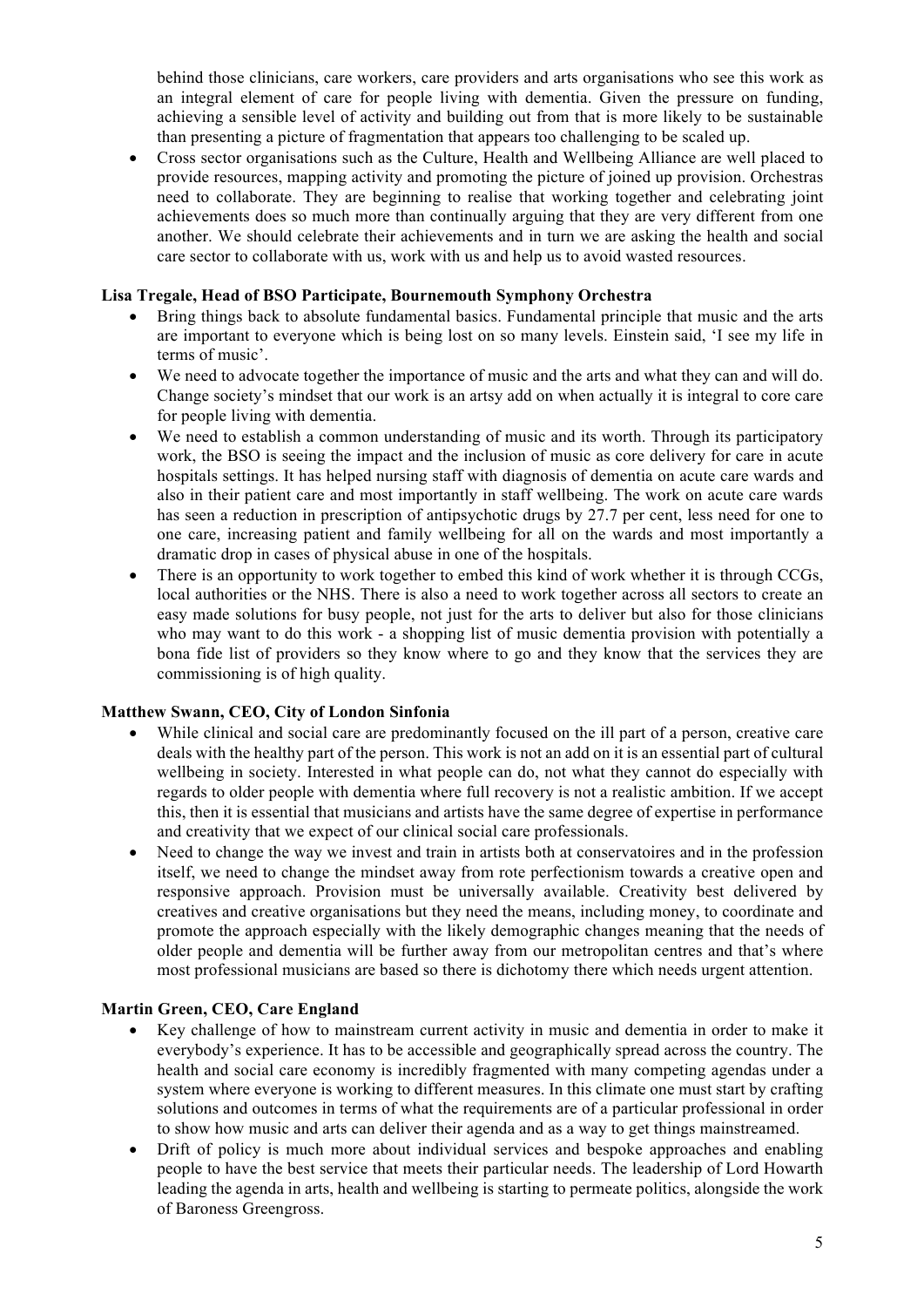behind those clinicians, care workers, care providers and arts organisations who see this work as an integral element of care for people living with dementia. Given the pressure on funding, achieving a sensible level of activity and building out from that is more likely to be sustainable than presenting a picture of fragmentation that appears too challenging to be scaled up.

- Cross sector organisations such as the Culture, Health and Wellbeing Alliance are well placed to provide resources, mapping activity and promoting the picture of joined up provision. Orchestras need to collaborate. They are beginning to realise that working together and celebrating joint achievements does so much more than continually arguing that they are very different from one another. We should celebrate their achievements and in turn we are asking the health and social care sector to collaborate with us, work with us and help us to avoid wasted resources.

**Lisa Tregale, Head of BSO Participate, Bournemouth Symphony Orchestra**

- Bring things back to absolute fundamental basics. Fundamental principle that music and the arts are important to everyone which is being lost on so many levels. Einstein said, 'I see my life in terms of music'.
- We need to advocate together the importance of music and the arts and what they can and will do. Change society's mindset that our work is an artsy add on when actually it is integral to core care for people living with dementia.
- We need to establish a common understanding of music and its worth. Through its participatory work, the BSO is seeing the impact and the inclusion of music as core delivery for care in acute hospitals settings. It has helped nursing staff with diagnosis of dementia on acute care wards and also in their patient care and most importantly in staff wellbeing. The work on acute care wards has seen a reduction in prescription of antipsychotic drugs by 27.7 per cent, less need for one to one care, increasing patient and family wellbeing for all on the wards and most importantly a dramatic drop in cases of physical abuse in one of the hospitals.
- There is an opportunity to work together to embed this kind of work whether it is through CCGs, local authorities or the NHS. There is also a need to work together across all sectors to create an easy made solutions for busy people, not just for the arts to deliver but also for those clinicians who may want to do this work - a shopping list of music dementia provision with potentially a bona fide list of providers so they know where to go and they know that the services they are commissioning is of high quality.

**Matthew Swann, CEO, City of London Sinfonia**

- While clinical and social care are predominantly focused on the ill part of a person, creative care deals with the healthy part of the person. This work is not an add on it is an essential part of cultural wellbeing in society. Interested in what people can do, not what they cannot do especially with regards to older people with dementia where full recovery is not a realistic ambition. If we accept this, then it is essential that musicians and artists have the same degree of expertise in performance and creativity that we expect of our clinical social care professionals.
- Need to change the way we invest and train in artists both at conservatoires and in the profession itself, we need to change the mindset away from rote perfectionism towards a creative open and responsive approach. Provision must be universally available. Creativity best delivered by creatives and creative organisations but they need the means, including money, to coordinate and promote the approach especially with the likely demographic changes meaning that the needs of older people and dementia will be further away from our metropolitan centres and that's where most professional musicians are based so there is dichotomy there which needs urgent attention.

**Martin Green, CEO, Care England**

- Key challenge of how to mainstream current activity in music and dementia in order to make it everybody's experience. It has to be accessible and geographically spread across the country. The health and social care economy is incredibly fragmented with many competing agendas under a system where everyone is working to different measures. In this climate one must start by crafting solutions and outcomes in terms of what the requirements are of a particular professional in order to show how music and arts can deliver their agenda and as a way to get things mainstreamed.
- Drift of policy is much more about individual services and bespoke approaches and enabling people to have the best service that meets their particular needs. The leadership of Lord Howarth leading the agenda in arts, health and wellbeing is starting to permeate politics, alongside the work of Baroness Greengross.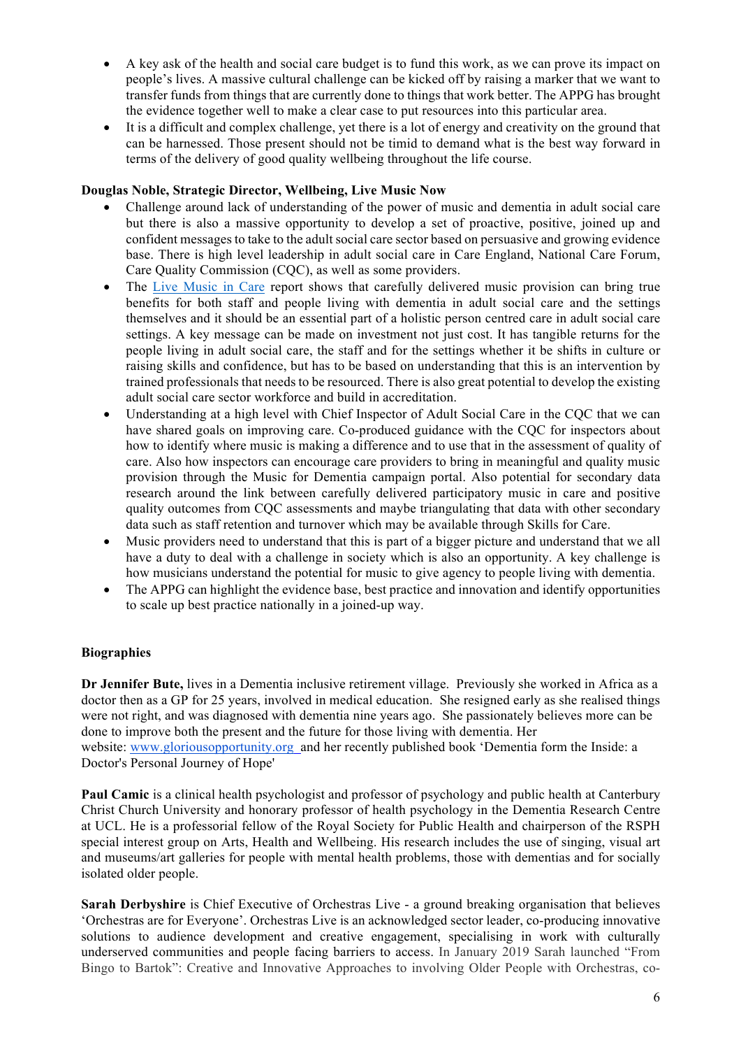- A key ask of the health and social care budget is to fund this work, as we can prove its impact on people's lives. A massive cultural challenge can be kicked off by raising a marker that we want to transfer funds from things that are currently done to things that work better. The APPG has brought the evidence together well to make a clear case to put resources into this particular area.
- It is a difficult and complex challenge, yet there is a lot of energy and creativity on the ground that can be harnessed. Those present should not be timid to demand what is the best way forward in terms of the delivery of good quality wellbeing throughout the life course.

**Douglas Noble, Strategic Director, Wellbeing, Live Music Now**

- Challenge around lack of understanding of the power of music and dementia in adult social care but there is also a massive opportunity to develop a set of proactive, positive, joined up and confident messages to take to the adult social care sector based on persuasive and growing evidence base. There is high level leadership in adult social care in Care England, National Care Forum, Care Quality Commission (CQC), as well as some providers.
- The Live Music in Care report shows that carefully delivered music provision can bring true benefits for both staff and people living with dementia in adult social care and the settings themselves and it should be an essential part of a holistic person centred care in adult social care settings. A key message can be made on investment not just cost. It has tangible returns for the people living in adult social care, the staff and for the settings whether it be shifts in culture or raising skills and confidence, but has to be based on understanding that this is an intervention by trained professionals that needs to be resourced. There is also great potential to develop the existing adult social care sector workforce and build in accreditation.
- Understanding at a high level with Chief Inspector of Adult Social Care in the CQC that we can have shared goals on improving care. Co-produced guidance with the CQC for inspectors about how to identify where music is making a difference and to use that in the assessment of quality of care. Also how inspectors can encourage care providers to bring in meaningful and quality music provision through the Music for Dementia campaign portal. Also potential for secondary data research around the link between carefully delivered participatory music in care and positive quality outcomes from CQC assessments and maybe triangulating that data with other secondary data such as staff retention and turnover which may be available through Skills for Care.
- Music providers need to understand that this is part of a bigger picture and understand that we all have a duty to deal with a challenge in society which is also an opportunity. A key challenge is how musicians understand the potential for music to give agency to people living with dementia.
- The APPG can highlight the evidence base, best practice and innovation and identify opportunities to scale up best practice nationally in a joined-up way.

**Biographies**

**Dr Jennifer Bute,** lives in a Dementia inclusive retirement village. Previously she worked in Africa as a doctor then as a GP for 25 years, involved in medical education. She resigned early as she realised things were not right, and was diagnosed with dementia nine years ago. She passionately believes more can be done to improve both the present and the future for those living with dementia. Her website: www.gloriousopportunity.org and her recently published book 'Dementia form the Inside: a Doctor's Personal Journey of Hope'

**Paul Camic** is a clinical health psychologist and professor of psychology and public health at Canterbury Christ Church University and honorary professor of health psychology in the Dementia Research Centre at UCL. He is a professorial fellow of the Royal Society for Public Health and chairperson of the RSPH special interest group on Arts, Health and Wellbeing. His research includes the use of singing, visual art and museums/art galleries for people with mental health problems, those with dementias and for socially isolated older people.

**Sarah Derbyshire** is Chief Executive of Orchestras Live - a ground breaking organisation that believes 'Orchestras are for Everyone'. Orchestras Live is an acknowledged sector leader, co-producing innovative solutions to audience development and creative engagement, specialising in work with culturally underserved communities and people facing barriers to access. In January 2019 Sarah launched "From Bingo to Bartok": Creative and Innovative Approaches to involving Older People with Orchestras, co-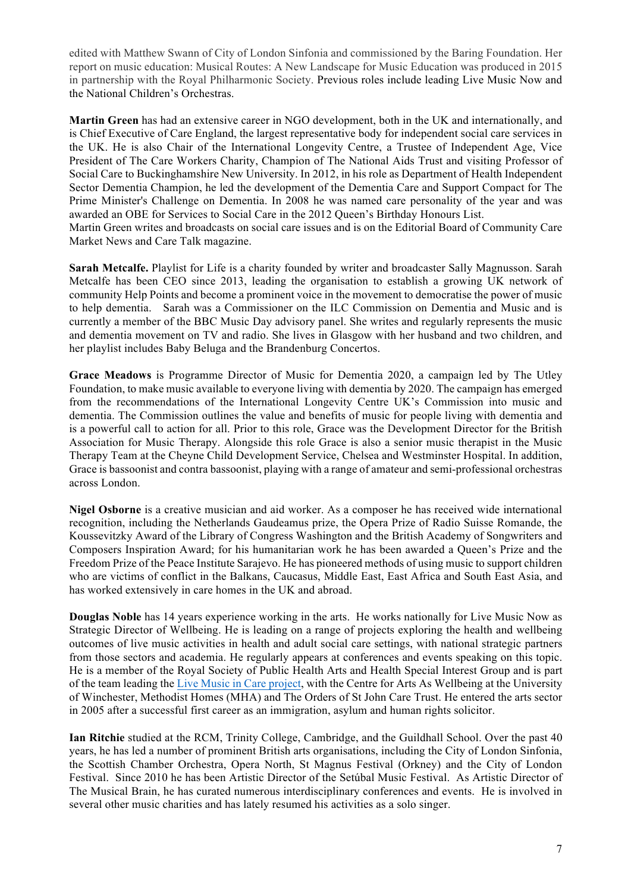edited with Matthew Swann of City of London Sinfonia and commissioned by the Baring Foundation. Her report on music education: Musical Routes: A New Landscape for Music Education was produced in 2015 in partnership with the Royal Philharmonic Society. Previous roles include leading Live Music Now and the National Children's Orchestras.

**Martin Green** has had an extensive career in NGO development, both in the UK and internationally, and is Chief Executive of Care England, the largest representative body for independent social care services in the UK. He is also Chair of the International Longevity Centre, a Trustee of Independent Age, Vice President of The Care Workers Charity, Champion of The National Aids Trust and visiting Professor of Social Care to Buckinghamshire New University. In 2012, in his role as Department of Health Independent Sector Dementia Champion, he led the development of the Dementia Care and Support Compact for The Prime Minister's Challenge on Dementia. In 2008 he was named care personality of the year and was awarded an OBE for Services to Social Care in the 2012 Queen's Birthday Honours List.
Martin Green writes and broadcasts on social care issues and is on the Editorial Board of Community Care Market News and Care Talk magazine.

**Sarah Metcalfe.** Playlist for Life is a charity founded by writer and broadcaster Sally Magnusson. Sarah Metcalfe has been CEO since 2013, leading the organisation to establish a growing UK network of community Help Points and become a prominent voice in the movement to democratise the power of music to help dementia. Sarah was a Commissioner on the ILC Commission on Dementia and Music and is currently a member of the BBC Music Day advisory panel. She writes and regularly represents the music and dementia movement on TV and radio. She lives in Glasgow with her husband and two children, and her playlist includes Baby Beluga and the Brandenburg Concertos.

**Grace Meadows** is Programme Director of Music for Dementia 2020, a campaign led by The Utley Foundation, to make music available to everyone living with dementia by 2020. The campaign has emerged from the recommendations of the International Longevity Centre UK's Commission into music and dementia. The Commission outlines the value and benefits of music for people living with dementia and is a powerful call to action for all. Prior to this role, Grace was the Development Director for the British Association for Music Therapy. Alongside this role Grace is also a senior music therapist in the Music Therapy Team at the Cheyne Child Development Service, Chelsea and Westminster Hospital. In addition, Grace is bassoonist and contra bassoonist, playing with a range of amateur and semi-professional orchestras across London.

**Nigel Osborne** is a creative musician and aid worker. As a composer he has received wide international recognition, including the Netherlands Gaudeamus prize, the Opera Prize of Radio Suisse Romande, the Koussevitzky Award of the Library of Congress Washington and the British Academy of Songwriters and Composers Inspiration Award; for his humanitarian work he has been awarded a Queen's Prize and the Freedom Prize of the Peace Institute Sarajevo. He has pioneered methods of using music to support children who are victims of conflict in the Balkans, Caucasus, Middle East, East Africa and South East Asia, and has worked extensively in care homes in the UK and abroad.

**Douglas Noble** has 14 years experience working in the arts. He works nationally for Live Music Now as Strategic Director of Wellbeing. He is leading on a range of projects exploring the health and wellbeing outcomes of live music activities in health and adult social care settings, with national strategic partners from those sectors and academia. He regularly appears at conferences and events speaking on this topic. He is a member of the Royal Society of Public Health Arts and Health Special Interest Group and is part of the team leading the Live Music in Care project, with the Centre for Arts As Wellbeing at the University of Winchester, Methodist Homes (MHA) and The Orders of St John Care Trust. He entered the arts sector in 2005 after a successful first career as an immigration, asylum and human rights solicitor.

**Ian Ritchie** studied at the RCM, Trinity College, Cambridge, and the Guildhall School. Over the past 40 years, he has led a number of prominent British arts organisations, including the City of London Sinfonia, the Scottish Chamber Orchestra, Opera North, St Magnus Festival (Orkney) and the City of London Festival. Since 2010 he has been Artistic Director of the Setúbal Music Festival. As Artistic Director of The Musical Brain, he has curated numerous interdisciplinary conferences and events. He is involved in several other music charities and has lately resumed his activities as a solo singer.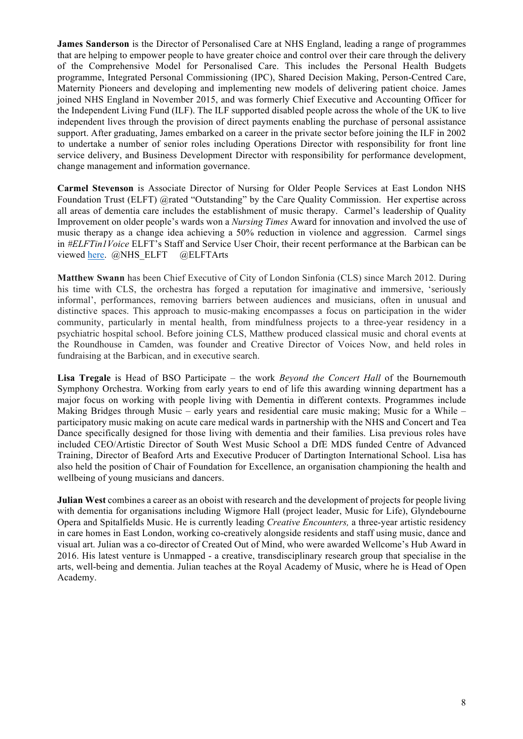**James Sanderson** is the Director of Personalised Care at NHS England, leading a range of programmes that are helping to empower people to have greater choice and control over their care through the delivery of the Comprehensive Model for Personalised Care. This includes the Personal Health Budgets programme, Integrated Personal Commissioning (IPC), Shared Decision Making, Person-Centred Care, Maternity Pioneers and developing and implementing new models of delivering patient choice. James joined NHS England in November 2015, and was formerly Chief Executive and Accounting Officer for the Independent Living Fund (ILF). The ILF supported disabled people across the whole of the UK to live independent lives through the provision of direct payments enabling the purchase of personal assistance support. After graduating, James embarked on a career in the private sector before joining the ILF in 2002 to undertake a number of senior roles including Operations Director with responsibility for front line service delivery, and Business Development Director with responsibility for performance development, change management and information governance.

**Carmel Stevenson** is Associate Director of Nursing for Older People Services at East London NHS Foundation Trust (ELFT) @rated "Outstanding" by the Care Quality Commission. Her expertise across all areas of dementia care includes the establishment of music therapy. Carmel's leadership of Quality Improvement on older people's wards won a *Nursing Times* Award for innovation and involved the use of music therapy as a change idea achieving a 50% reduction in violence and aggression. Carmel sings in *#ELFTin1Voice* ELFT's Staff and Service User Choir, their recent performance at the Barbican can be viewed here. @NHS_ELFT @ELFTArts

**Matthew Swann** has been Chief Executive of City of London Sinfonia (CLS) since March 2012. During his time with CLS, the orchestra has forged a reputation for imaginative and immersive, 'seriously informal', performances, removing barriers between audiences and musicians, often in unusual and distinctive spaces. This approach to music-making encompasses a focus on participation in the wider community, particularly in mental health, from mindfulness projects to a three-year residency in a psychiatric hospital school. Before joining CLS, Matthew produced classical music and choral events at the Roundhouse in Camden, was founder and Creative Director of Voices Now, and held roles in fundraising at the Barbican, and in executive search.

**Lisa Tregale** is Head of BSO Participate – the work *Beyond the Concert Hall* of the Bournemouth Symphony Orchestra. Working from early years to end of life this awarding winning department has a major focus on working with people living with Dementia in different contexts. Programmes include Making Bridges through Music – early years and residential care music making; Music for a While – participatory music making on acute care medical wards in partnership with the NHS and Concert and Tea Dance specifically designed for those living with dementia and their families. Lisa previous roles have included CEO/Artistic Director of South West Music School a DfE MDS funded Centre of Advanced Training, Director of Beaford Arts and Executive Producer of Dartington International School. Lisa has also held the position of Chair of Foundation for Excellence, an organisation championing the health and wellbeing of young musicians and dancers.

**Julian West** combines a career as an oboist with research and the development of projects for people living with dementia for organisations including Wigmore Hall (project leader, Music for Life), Glyndebourne Opera and Spitalfields Music. He is currently leading *Creative Encounters,* a three-year artistic residency in care homes in East London, working co-creatively alongside residents and staff using music, dance and visual art. Julian was a co-director of Created Out of Mind, who were awarded Wellcome's Hub Award in 2016. His latest venture is Unmapped - a creative, transdisciplinary research group that specialise in the arts, well-being and dementia. Julian teaches at the Royal Academy of Music, where he is Head of Open Academy.